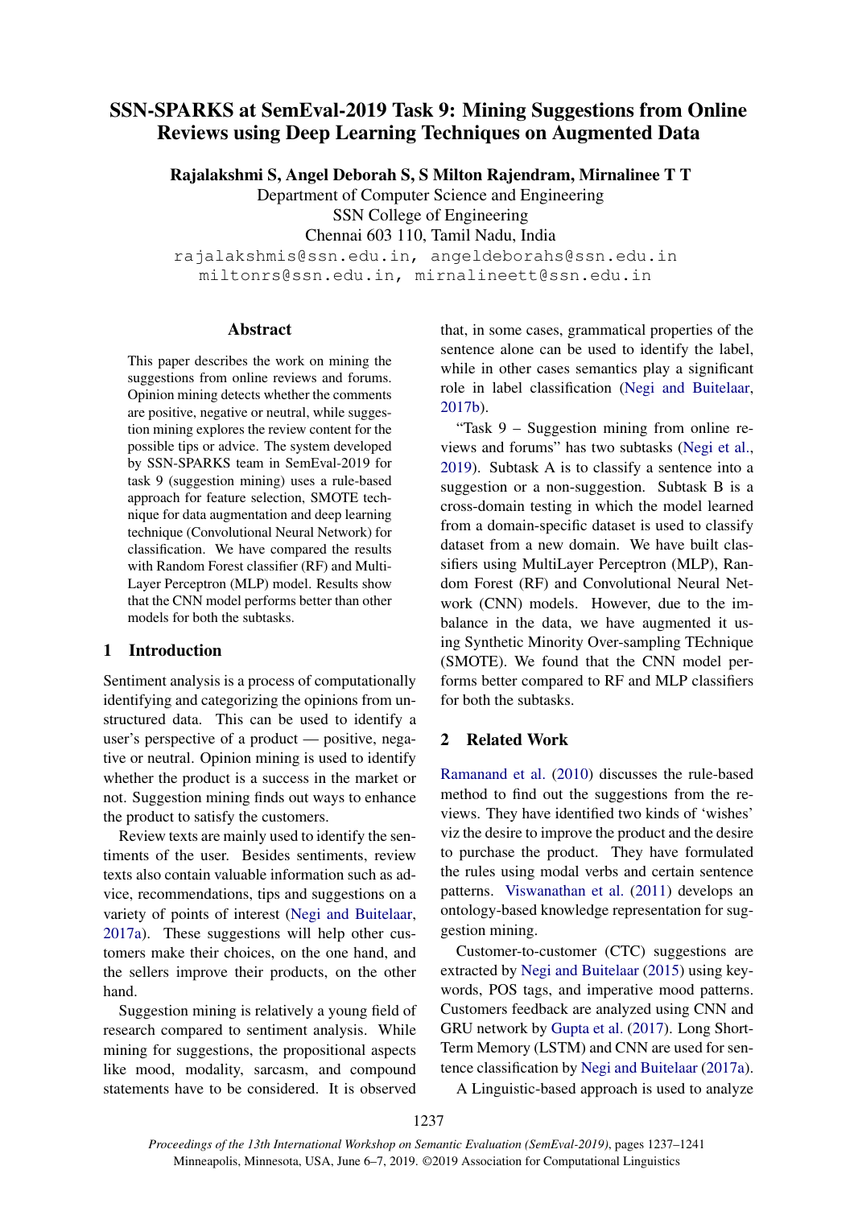# SSN-SPARKS at SemEval-2019 Task 9: Mining Suggestions from Online Reviews using Deep Learning Techniques on Augmented Data

**Rajalakshmi S, Angel Deborah S, S Milton Rajendram, Mirnalinee T T**

Department of Computer Science and Engineering
SSN College of Engineering
Chennai 603 110, Tamil Nadu, India

rajalakshmis@ssn.edu.in, angeldeborahs@ssn.edu.in
miltonrs@ssn.edu.in, mirnalineett@ssn.edu.in

## Abstract

This paper describes the work on mining the suggestions from online reviews and forums. Opinion mining detects whether the comments are positive, negative or neutral, while suggestion mining explores the review content for the possible tips or advice. The system developed by SSN-SPARKS team in SemEval-2019 for task 9 (suggestion mining) uses a rule-based approach for feature selection, SMOTE technique for data augmentation and deep learning technique (Convolutional Neural Network) for classification. We have compared the results with Random Forest classifier (RF) and Multi-Layer Perceptron (MLP) model. Results show that the CNN model performs better than other models for both the subtasks.

## 1 Introduction

Sentiment analysis is a process of computationally identifying and categorizing the opinions from unstructured data. This can be used to identify a user's perspective of a product — positive, negative or neutral. Opinion mining is used to identify whether the product is a success in the market or not. Suggestion mining finds out ways to enhance the product to satisfy the customers.

Review texts are mainly used to identify the sentiments of the user. Besides sentiments, review texts also contain valuable information such as advice, recommendations, tips and suggestions on a variety of points of interest (Negi and Buitelaar, 2017a). These suggestions will help other customers make their choices, on the one hand, and the sellers improve their products, on the other hand.

Suggestion mining is relatively a young field of research compared to sentiment analysis. While mining for suggestions, the propositional aspects like mood, modality, sarcasm, and compound statements have to be considered. It is observed that, in some cases, grammatical properties of the sentence alone can be used to identify the label, while in other cases semantics play a significant role in label classification (Negi and Buitelaar, 2017b).

"Task 9 – Suggestion mining from online reviews and forums" has two subtasks (Negi et al., 2019). Subtask A is to classify a sentence into a suggestion or a non-suggestion. Subtask B is a cross-domain testing in which the model learned from a domain-specific dataset is used to classify dataset from a new domain. We have built classifiers using MultiLayer Perceptron (MLP), Random Forest (RF) and Convolutional Neural Network (CNN) models. However, due to the imbalance in the data, we have augmented it using Synthetic Minority Over-sampling TEchnique (SMOTE). We found that the CNN model performs better compared to RF and MLP classifiers for both the subtasks.

## 2 Related Work

Ramanand et al. (2010) discusses the rule-based method to find out the suggestions from the reviews. They have identified two kinds of 'wishes' viz the desire to improve the product and the desire to purchase the product. They have formulated the rules using modal verbs and certain sentence patterns. Viswanathan et al. (2011) develops an ontology-based knowledge representation for suggestion mining.

Customer-to-customer (CTC) suggestions are extracted by Negi and Buitelaar (2015) using keywords, POS tags, and imperative mood patterns. Customers feedback are analyzed using CNN and GRU network by Gupta et al. (2017). Long Short-Term Memory (LSTM) and CNN are used for sentence classification by Negi and Buitelaar (2017a).

A Linguistic-based approach is used to analyze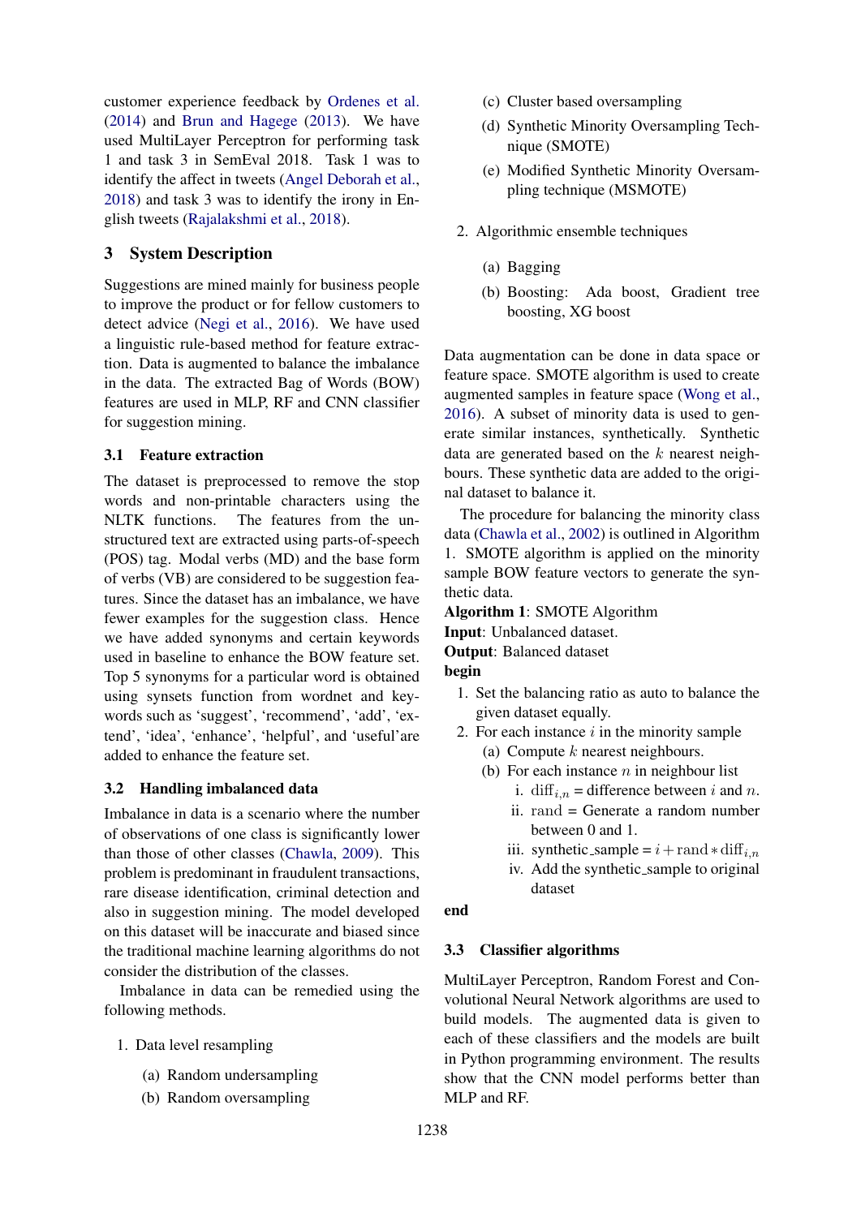customer experience feedback by Ordenes et al. (2014) and Brun and Hagege (2013). We have used MultiLayer Perceptron for performing task 1 and task 3 in SemEval 2018. Task 1 was to identify the affect in tweets (Angel Deborah et al., 2018) and task 3 was to identify the irony in English tweets (Rajalakshmi et al., 2018).

## 3 System Description

Suggestions are mined mainly for business people to improve the product or for fellow customers to detect advice (Negi et al., 2016). We have used a linguistic rule-based method for feature extraction. Data is augmented to balance the imbalance in the data. The extracted Bag of Words (BOW) features are used in MLP, RF and CNN classifier for suggestion mining.

### 3.1 Feature extraction

The dataset is preprocessed to remove the stop words and non-printable characters using the NLTK functions. The features from the unstructured text are extracted using parts-of-speech (POS) tag. Modal verbs (MD) and the base form of verbs (VB) are considered to be suggestion features. Since the dataset has an imbalance, we have fewer examples for the suggestion class. Hence we have added synonyms and certain keywords used in baseline to enhance the BOW feature set. Top 5 synonyms for a particular word is obtained using synsets function from wordnet and keywords such as 'suggest', 'recommend', 'add', 'extend', 'idea', 'enhance', 'helpful', and 'useful'are added to enhance the feature set.

### 3.2 Handling imbalanced data

Imbalance in data is a scenario where the number of observations of one class is significantly lower than those of other classes (Chawla, 2009). This problem is predominant in fraudulent transactions, rare disease identification, criminal detection and also in suggestion mining. The model developed on this dataset will be inaccurate and biased since the traditional machine learning algorithms do not consider the distribution of the classes.

Imbalance in data can be remedied using the following methods.

1. Data level resampling
   (a) Random undersampling
   (b) Random oversampling
   (c) Cluster based oversampling
   (d) Synthetic Minority Oversampling Technique (SMOTE)
   (e) Modified Synthetic Minority Oversampling technique (MSMOTE)
2. Algorithmic ensemble techniques
   (a) Bagging
   (b) Boosting: Ada boost, Gradient tree boosting, XG boost

Data augmentation can be done in data space or feature space. SMOTE algorithm is used to create augmented samples in feature space (Wong et al., 2016). A subset of minority data is used to generate similar instances, synthetically. Synthetic data are generated based on the $k$ nearest neighbours. These synthetic data are added to the original dataset to balance it.

The procedure for balancing the minority class data (Chawla et al., 2002) is outlined in Algorithm 1. SMOTE algorithm is applied on the minority sample BOW feature vectors to generate the synthetic data.

**Algorithm 1**: SMOTE Algorithm
**Input**: Unbalanced dataset.
**Output**: Balanced dataset
**begin**

1. Set the balancing ratio as auto to balance the given dataset equally.
2. For each instance $i$ in the minority sample
   (a) Compute $k$ nearest neighbours.
   (b) For each instance $n$ in neighbour list
      i. $\text{diff}_{i,n}$ = difference between $i$ and $n$.
      ii. $\text{rand}$ = Generate a random number between 0 and 1.
      iii. $\text{synthetic\_sample} = i + \text{rand} * \text{diff}_{i,n}$
      iv. Add the synthetic_sample to original dataset

**end**

### 3.3 Classifier algorithms

MultiLayer Perceptron, Random Forest and Convolutional Neural Network algorithms are used to build models. The augmented data is given to each of these classifiers and the models are built in Python programming environment. The results show that the CNN model performs better than MLP and RF.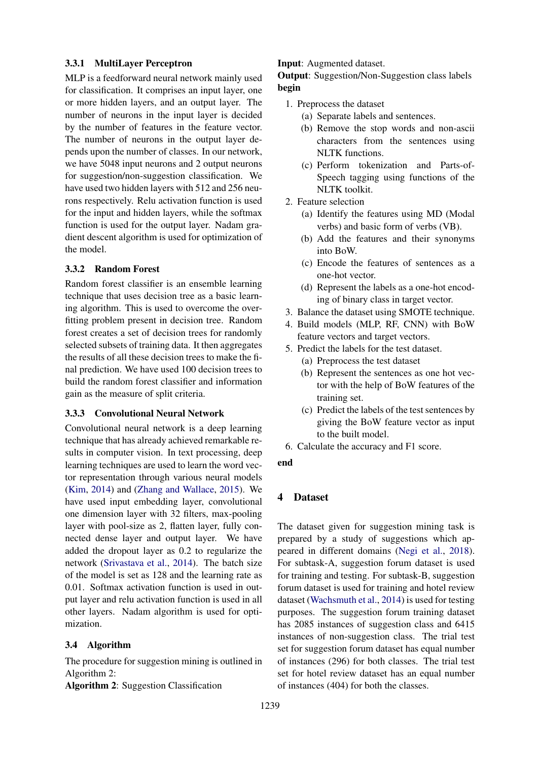### 3.3.1 MultiLayer Perceptron

MLP is a feedforward neural network mainly used for classification. It comprises an input layer, one or more hidden layers, and an output layer. The number of neurons in the input layer is decided by the number of features in the feature vector. The number of neurons in the output layer depends upon the number of classes. In our network, we have 5048 input neurons and 2 output neurons for suggestion/non-suggestion classification. We have used two hidden layers with 512 and 256 neurons respectively. Relu activation function is used for the input and hidden layers, while the softmax function is used for the output layer. Nadam gradient descent algorithm is used for optimization of the model.

### 3.3.2 Random Forest

Random forest classifier is an ensemble learning technique that uses decision tree as a basic learning algorithm. This is used to overcome the overfitting problem present in decision tree. Random forest creates a set of decision trees for randomly selected subsets of training data. It then aggregates the results of all these decision trees to make the final prediction. We have used 100 decision trees to build the random forest classifier and information gain as the measure of split criteria.

### 3.3.3 Convolutional Neural Network

Convolutional neural network is a deep learning technique that has already achieved remarkable results in computer vision. In text processing, deep learning techniques are used to learn the word vector representation through various neural models (Kim, 2014) and (Zhang and Wallace, 2015). We have used input embedding layer, convolutional one dimension layer with 32 filters, max-pooling layer with pool-size as 2, flatten layer, fully connected dense layer and output layer. We have added the dropout layer as 0.2 to regularize the network (Srivastava et al., 2014). The batch size of the model is set as 128 and the learning rate as 0.01. Softmax activation function is used in output layer and relu activation function is used in all other layers. Nadam algorithm is used for optimization.

## 3.4 Algorithm

The procedure for suggestion mining is outlined in Algorithm 2:

**Algorithm 2**: Suggestion Classification

**Input**: Augmented dataset.
**Output**: Suggestion/Non-Suggestion class labels
**begin**

1. Preprocess the dataset
   (a) Separate labels and sentences.
   (b) Remove the stop words and non-ascii characters from the sentences using NLTK functions.
   (c) Perform tokenization and Parts-of-Speech tagging using functions of the NLTK toolkit.
2. Feature selection
   (a) Identify the features using MD (Modal verbs) and basic form of verbs (VB).
   (b) Add the features and their synonyms into BoW.
   (c) Encode the features of sentences as a one-hot vector.
   (d) Represent the labels as a one-hot encoding of binary class in target vector.
3. Balance the dataset using SMOTE technique.
4. Build models (MLP, RF, CNN) with BoW feature vectors and target vectors.
5. Predict the labels for the test dataset.
   (a) Preprocess the test dataset
   (b) Represent the sentences as one hot vector with the help of BoW features of the training set.
   (c) Predict the labels of the test sentences by giving the BoW feature vector as input to the built model.
6. Calculate the accuracy and F1 score.

**end**

# 4 Dataset

The dataset given for suggestion mining task is prepared by a study of suggestions which appeared in different domains (Negi et al., 2018). For subtask-A, suggestion forum dataset is used for training and testing. For subtask-B, suggestion forum dataset is used for training and hotel review dataset (Wachsmuth et al., 2014) is used for testing purposes. The suggestion forum training dataset has 2085 instances of suggestion class and 6415 instances of non-suggestion class. The trial test set for suggestion forum dataset has equal number of instances (296) for both classes. The trial test set for hotel review dataset has an equal number of instances (404) for both the classes.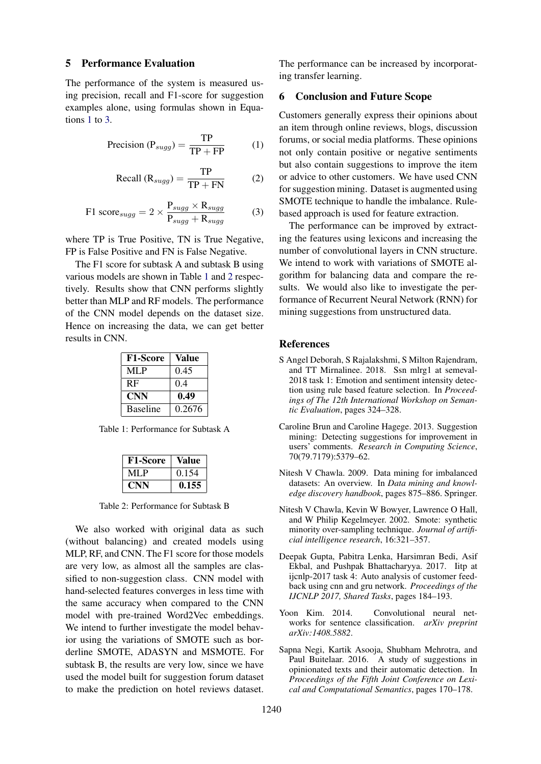## 5 Performance Evaluation

The performance of the system is measured using precision, recall and F1-score for suggestion examples alone, using formulas shown in Equations 1 to 3.

$$\text{Precision } (\text{P}_{sugg}) = \frac{\text{TP}}{\text{TP} + \text{FP}} \tag{1}$$

$$\text{Recall } (\text{R}_{sugg}) = \frac{\text{TP}}{\text{TP} + \text{FN}} \tag{2}$$

$$\text{F1 score}_{sugg} = 2 \times \frac{\text{P}_{sugg} \times \text{R}_{sugg}}{\text{P}_{sugg} + \text{R}_{sugg}} \tag{3}$$

where TP is True Positive, TN is True Negative, FP is False Positive and FN is False Negative.

The F1 score for subtask A and subtask B using various models are shown in Table 1 and 2 respectively. Results show that CNN performs slightly better than MLP and RF models. The performance of the CNN model depends on the dataset size. Hence on increasing the data, we can get better results in CNN.

| F1-Score | Value |
|---|---|
| MLP | 0.45 |
| RF | 0.4 |
| **CNN** | **0.49** |
| Baseline | 0.2676 |

Table 1: Performance for Subtask A

| F1-Score | Value |
|---|---|
| MLP | 0.154 |
| **CNN** | **0.155** |

Table 2: Performance for Subtask B

We also worked with original data as such (without balancing) and created models using MLP, RF, and CNN. The F1 score for those models are very low, as almost all the samples are classified to non-suggestion class. CNN model with hand-selected features converges in less time with the same accuracy when compared to the CNN model with pre-trained Word2Vec embeddings. We intend to further investigate the model behavior using the variations of SMOTE such as borderline SMOTE, ADASYN and MSMOTE. For subtask B, the results are very low, since we have used the model built for suggestion forum dataset to make the prediction on hotel reviews dataset. The performance can be increased by incorporating transfer learning.

## 6 Conclusion and Future Scope

Customers generally express their opinions about an item through online reviews, blogs, discussion forums, or social media platforms. These opinions not only contain positive or negative sentiments but also contain suggestions to improve the item or advice to other customers. We have used CNN for suggestion mining. Dataset is augmented using SMOTE technique to handle the imbalance. Rule-based approach is used for feature extraction.

The performance can be improved by extracting the features using lexicons and increasing the number of convolutional layers in CNN structure. We intend to work with variations of SMOTE algorithm for balancing data and compare the results. We would also like to investigate the performance of Recurrent Neural Network (RNN) for mining suggestions from unstructured data.

## References

S Angel Deborah, S Rajalakshmi, S Milton Rajendram, and TT Mirnalinee. 2018. Ssn mlrg1 at semeval-2018 task 1: Emotion and sentiment intensity detection using rule based feature selection. In *Proceedings of The 12th International Workshop on Semantic Evaluation*, pages 324–328.

Caroline Brun and Caroline Hagege. 2013. Suggestion mining: Detecting suggestions for improvement in users' comments. *Research in Computing Science*, 70(79.7179):5379–62.

Nitesh V Chawla. 2009. Data mining for imbalanced datasets: An overview. In *Data mining and knowledge discovery handbook*, pages 875–886. Springer.

Nitesh V Chawla, Kevin W Bowyer, Lawrence O Hall, and W Philip Kegelmeyer. 2002. Smote: synthetic minority over-sampling technique. *Journal of artificial intelligence research*, 16:321–357.

Deepak Gupta, Pabitra Lenka, Harsimran Bedi, Asif Ekbal, and Pushpak Bhattacharyya. 2017. Iitp at ijcnlp-2017 task 4: Auto analysis of customer feedback using cnn and gru network. *Proceedings of the IJCNLP 2017, Shared Tasks*, pages 184–193.

Yoon Kim. 2014. Convolutional neural networks for sentence classification. *arXiv preprint arXiv:1408.5882*.

Sapna Negi, Kartik Asooja, Shubham Mehrotra, and Paul Buitelaar. 2016. A study of suggestions in opinionated texts and their automatic detection. In *Proceedings of the Fifth Joint Conference on Lexical and Computational Semantics*, pages 170–178.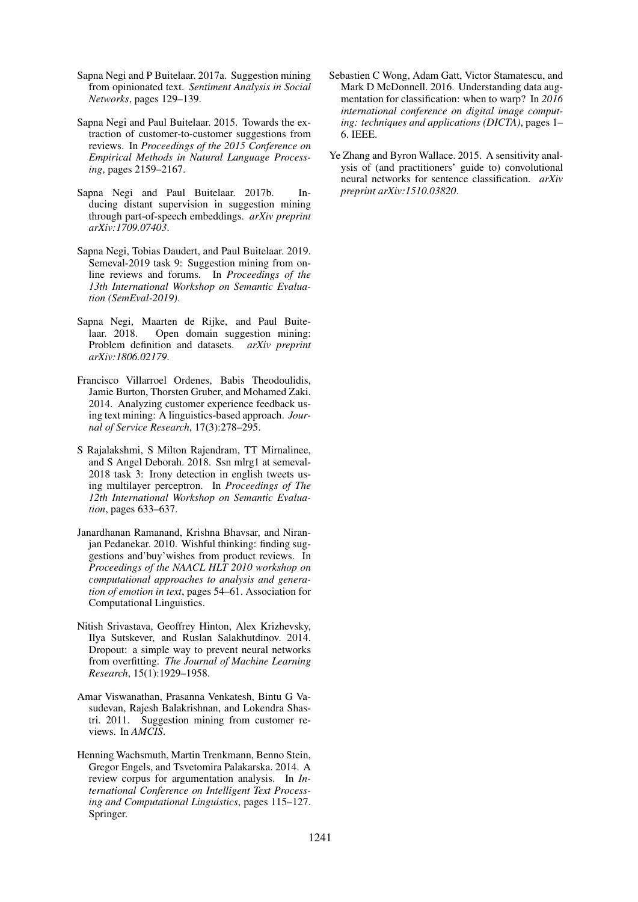Sapna Negi and P Buitelaar. 2017a. Suggestion mining from opinionated text. *Sentiment Analysis in Social Networks*, pages 129–139.

Sapna Negi and Paul Buitelaar. 2015. Towards the extraction of customer-to-customer suggestions from reviews. In *Proceedings of the 2015 Conference on Empirical Methods in Natural Language Processing*, pages 2159–2167.

Sapna Negi and Paul Buitelaar. 2017b. Inducing distant supervision in suggestion mining through part-of-speech embeddings. *arXiv preprint arXiv:1709.07403*.

Sapna Negi, Tobias Daudert, and Paul Buitelaar. 2019. Semeval-2019 task 9: Suggestion mining from online reviews and forums. In *Proceedings of the 13th International Workshop on Semantic Evaluation (SemEval-2019)*.

Sapna Negi, Maarten de Rijke, and Paul Buitelaar. 2018. Open domain suggestion mining: Problem definition and datasets. *arXiv preprint arXiv:1806.02179*.

Francisco Villarroel Ordenes, Babis Theodoulidis, Jamie Burton, Thorsten Gruber, and Mohamed Zaki. 2014. Analyzing customer experience feedback using text mining: A linguistics-based approach. *Journal of Service Research*, 17(3):278–295.

S Rajalakshmi, S Milton Rajendram, TT Mirnalinee, and S Angel Deborah. 2018. Ssn mlrg1 at semeval-2018 task 3: Irony detection in english tweets using multilayer perceptron. In *Proceedings of The 12th International Workshop on Semantic Evaluation*, pages 633–637.

Janardhanan Ramanand, Krishna Bhavsar, and Niranjan Pedanekar. 2010. Wishful thinking: finding suggestions and'buy'wishes from product reviews. In *Proceedings of the NAACL HLT 2010 workshop on computational approaches to analysis and generation of emotion in text*, pages 54–61. Association for Computational Linguistics.

Nitish Srivastava, Geoffrey Hinton, Alex Krizhevsky, Ilya Sutskever, and Ruslan Salakhutdinov. 2014. Dropout: a simple way to prevent neural networks from overfitting. *The Journal of Machine Learning Research*, 15(1):1929–1958.

Amar Viswanathan, Prasanna Venkatesh, Bintu G Vasudevan, Rajesh Balakrishnan, and Lokendra Shastri. 2011. Suggestion mining from customer reviews. In *AMCIS*.

Henning Wachsmuth, Martin Trenkmann, Benno Stein, Gregor Engels, and Tsvetomira Palakarska. 2014. A review corpus for argumentation analysis. In *International Conference on Intelligent Text Processing and Computational Linguistics*, pages 115–127. Springer.

Sebastien C Wong, Adam Gatt, Victor Stamatescu, and Mark D McDonnell. 2016. Understanding data augmentation for classification: when to warp? In *2016 international conference on digital image computing: techniques and applications (DICTA)*, pages 1–6. IEEE.

Ye Zhang and Byron Wallace. 2015. A sensitivity analysis of (and practitioners' guide to) convolutional neural networks for sentence classification. *arXiv preprint arXiv:1510.03820*.